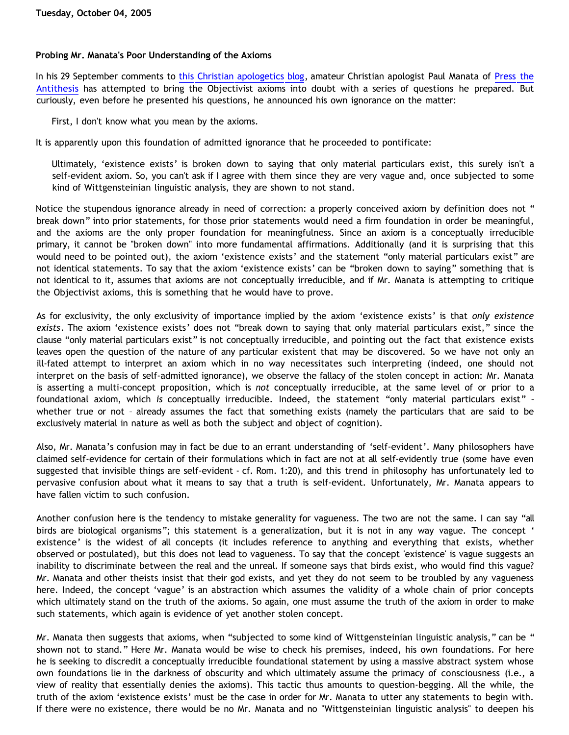**Tuesday, October 04, 2005**

**Probing Mr. Manata's Poor Understanding of the Axioms**

In his 29 September comments to this Christian apologetics blog, amateur Christian apologist Paul Manata of Press the Antithesis has attempted to bring the Objectivist axioms into doubt with a series of questions he prepared. But curiously, even before he presented his questions, he announced his own ignorance on the matter:

> First, I don't know what you mean by the axioms.

It is apparently upon this foundation of admitted ignorance that he proceeded to pontificate:

> Ultimately, 'existence exists' is broken down to saying that only material particulars exist, this surely isn't a self-evident axiom. So, you can't ask if I agree with them since they are very vague and, once subjected to some kind of Wittgensteinian linguistic analysis, they are shown to not stand.

Notice the stupendous ignorance already in need of correction: a properly conceived axiom by definition does not "break down" into prior statements, for those prior statements would need a firm foundation in order be meaningful, and the axioms are the only proper foundation for meaningfulness. Since an axiom is a conceptually irreducible primary, it cannot be "broken down" into more fundamental affirmations. Additionally (and it is surprising that this would need to be pointed out), the axiom 'existence exists' and the statement "only material particulars exist" are not identical statements. To say that the axiom 'existence exists' can be "broken down to saying" something that is not identical to it, assumes that axioms are not conceptually irreducible, and if Mr. Manata is attempting to critique the Objectivist axioms, this is something that he would have to prove.

As for exclusivity, the only exclusivity of importance implied by the axiom 'existence exists' is that *only existence exists*. The axiom 'existence exists' does not "break down to saying that only material particulars exist," since the clause "only material particulars exist" is not conceptually irreducible, and pointing out the fact that existence exists leaves open the question of the nature of any particular existent that may be discovered. So we have not only an ill-fated attempt to interpret an axiom which in no way necessitates such interpreting (indeed, one should not interpret on the basis of self-admitted ignorance), we observe the fallacy of the stolen concept in action: Mr. Manata is asserting a multi-concept proposition, which is *not* conceptually irreducible, at the same level of or prior to a foundational axiom, which *is* conceptually irreducible. Indeed, the statement "only material particulars exist" – whether true or not – already assumes the fact that something exists (namely the particulars that are said to be exclusively material in nature as well as both the subject and object of cognition).

Also, Mr. Manata's confusion may in fact be due to an errant understanding of 'self-evident'. Many philosophers have claimed self-evidence for certain of their formulations which in fact are not at all self-evidently true (some have even suggested that invisible things are self-evident - cf. Rom. 1:20), and this trend in philosophy has unfortunately led to pervasive confusion about what it means to say that a truth is self-evident. Unfortunately, Mr. Manata appears to have fallen victim to such confusion.

Another confusion here is the tendency to mistake generality for vagueness. The two are not the same. I can say "all birds are biological organisms"; this statement is a generalization, but it is not in any way vague. The concept 'existence' is the widest of all concepts (it includes reference to anything and everything that exists, whether observed or postulated), but this does not lead to vagueness. To say that the concept 'existence' is vague suggests an inability to discriminate between the real and the unreal. If someone says that birds exist, who would find this vague? Mr. Manata and other theists insist that their god exists, and yet they do not seem to be troubled by any vagueness here. Indeed, the concept 'vague' is an abstraction which assumes the validity of a whole chain of prior concepts which ultimately stand on the truth of the axioms. So again, one must assume the truth of the axiom in order to make such statements, which again is evidence of yet another stolen concept.

Mr. Manata then suggests that axioms, when "subjected to some kind of Wittgensteinian linguistic analysis," can be "shown not to stand." Here Mr. Manata would be wise to check his premises, indeed, his own foundations. For here he is seeking to discredit a conceptually irreducible foundational statement by using a massive abstract system whose own foundations lie in the darkness of obscurity and which ultimately assume the primacy of consciousness (i.e., a view of reality that essentially denies the axioms). This tactic thus amounts to question-begging. All the while, the truth of the axiom 'existence exists' must be the case in order for Mr. Manata to utter any statements to begin with. If there were no existence, there would be no Mr. Manata and no "Wittgensteinian linguistic analysis" to deepen his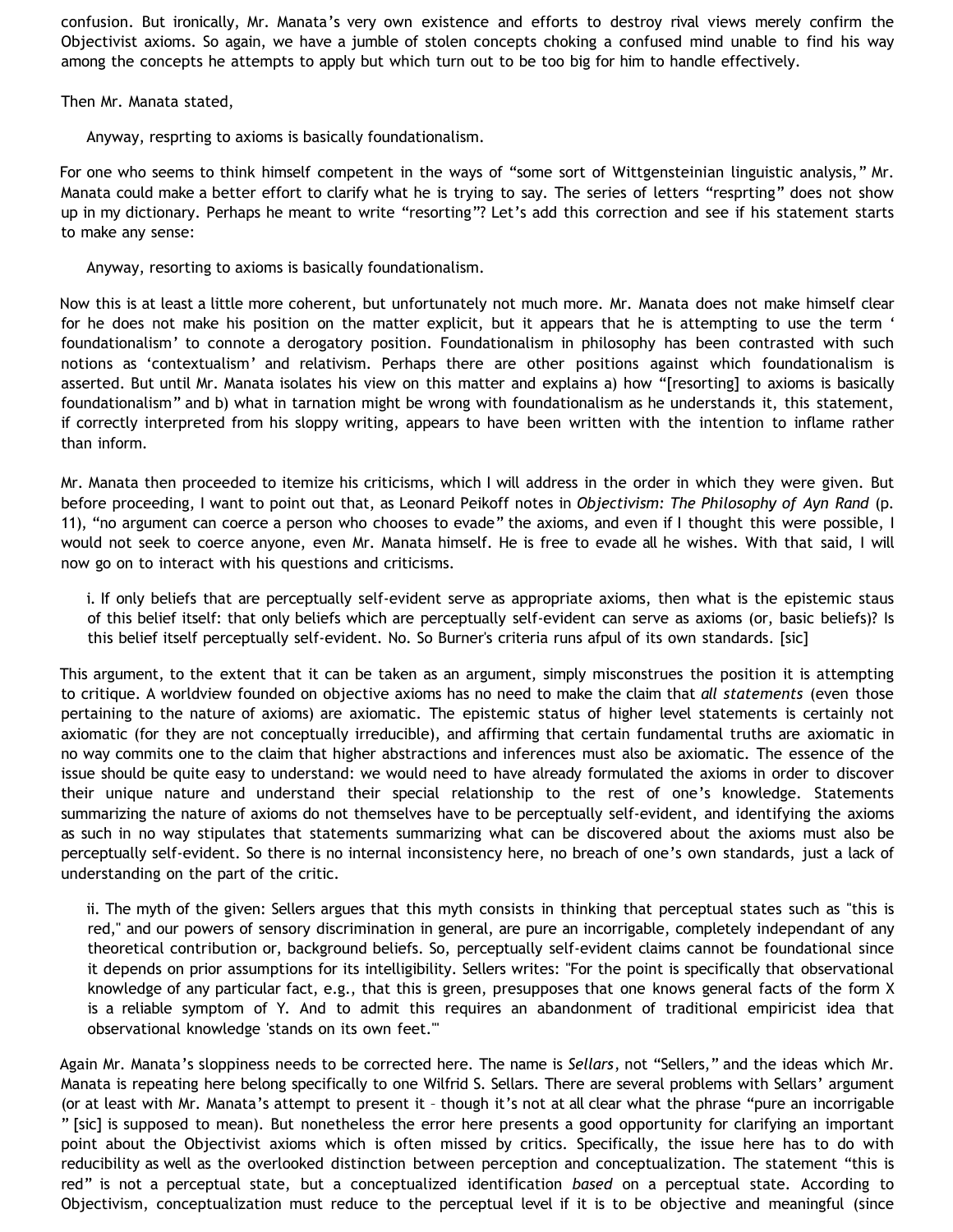confusion. But ironically, Mr. Manata's very own existence and efforts to destroy rival views merely confirm the Objectivist axioms. So again, we have a jumble of stolen concepts choking a confused mind unable to find his way among the concepts he attempts to apply but which turn out to be too big for him to handle effectively.

Then Mr. Manata stated,

> Anyway, resprting to axioms is basically foundationalism.

For one who seems to think himself competent in the ways of "some sort of Wittgensteinian linguistic analysis," Mr. Manata could make a better effort to clarify what he is trying to say. The series of letters "resprting" does not show up in my dictionary. Perhaps he meant to write "resorting"? Let's add this correction and see if his statement starts to make any sense:

> Anyway, resorting to axioms is basically foundationalism.

Now this is at least a little more coherent, but unfortunately not much more. Mr. Manata does not make himself clear for he does not make his position on the matter explicit, but it appears that he is attempting to use the term 'foundationalism' to connote a derogatory position. Foundationalism in philosophy has been contrasted with such notions as 'contextualism' and relativism. Perhaps there are other positions against which foundationalism is asserted. But until Mr. Manata isolates his view on this matter and explains a) how "[resorting] to axioms is basically foundationalism" and b) what in tarnation might be wrong with foundationalism as he understands it, this statement, if correctly interpreted from his sloppy writing, appears to have been written with the intention to inflame rather than inform.

Mr. Manata then proceeded to itemize his criticisms, which I will address in the order in which they were given. But before proceeding, I want to point out that, as Leonard Peikoff notes in *Objectivism: The Philosophy of Ayn Rand* (p. 11), "no argument can coerce a person who chooses to evade" the axioms, and even if I thought this were possible, I would not seek to coerce anyone, even Mr. Manata himself. He is free to evade all he wishes. With that said, I will now go on to interact with his questions and criticisms.

> i. If only beliefs that are perceptually self-evident serve as appropriate axioms, then what is the epistemic staus of this belief itself: that only beliefs which are perceptually self-evident can serve as axioms (or, basic beliefs)? Is this belief itself perceptually self-evident. No. So Burner's criteria runs afpul of its own standards. [sic]

This argument, to the extent that it can be taken as an argument, simply misconstrues the position it is attempting to critique. A worldview founded on objective axioms has no need to make the claim that *all statements* (even those pertaining to the nature of axioms) are axiomatic. The epistemic status of higher level statements is certainly not axiomatic (for they are not conceptually irreducible), and affirming that certain fundamental truths are axiomatic in no way commits one to the claim that higher abstractions and inferences must also be axiomatic. The essence of the issue should be quite easy to understand: we would need to have already formulated the axioms in order to discover their unique nature and understand their special relationship to the rest of one's knowledge. Statements summarizing the nature of axioms do not themselves have to be perceptually self-evident, and identifying the axioms as such in no way stipulates that statements summarizing what can be discovered about the axioms must also be perceptually self-evident. So there is no internal inconsistency here, no breach of one's own standards, just a lack of understanding on the part of the critic.

> ii. The myth of the given: Sellers argues that this myth consists in thinking that perceptual states such as "this is red," and our powers of sensory discrimination in general, are pure an incorrigable, completely independant of any theoretical contribution or, background beliefs. So, perceptually self-evident claims cannot be foundational since it depends on prior assumptions for its intelligibility. Sellers writes: "For the point is specifically that observational knowledge of any particular fact, e.g., that this is green, presupposes that one knows general facts of the form X is a reliable symptom of Y. And to admit this requires an abandonment of traditional empiricist idea that observational knowledge 'stands on its own feet.'"

Again Mr. Manata's sloppiness needs to be corrected here. The name is *Sellars*, not "Sellers," and the ideas which Mr. Manata is repeating here belong specifically to one Wilfrid S. Sellars. There are several problems with Sellars' argument (or at least with Mr. Manata's attempt to present it – though it's not at all clear what the phrase "pure an incorrigable" [sic] is supposed to mean). But nonetheless the error here presents a good opportunity for clarifying an important point about the Objectivist axioms which is often missed by critics. Specifically, the issue here has to do with reducibility as well as the overlooked distinction between perception and conceptualization. The statement "this is red" is not a perceptual state, but a conceptualized identification *based* on a perceptual state. According to Objectivism, conceptualization must reduce to the perceptual level if it is to be objective and meaningful (since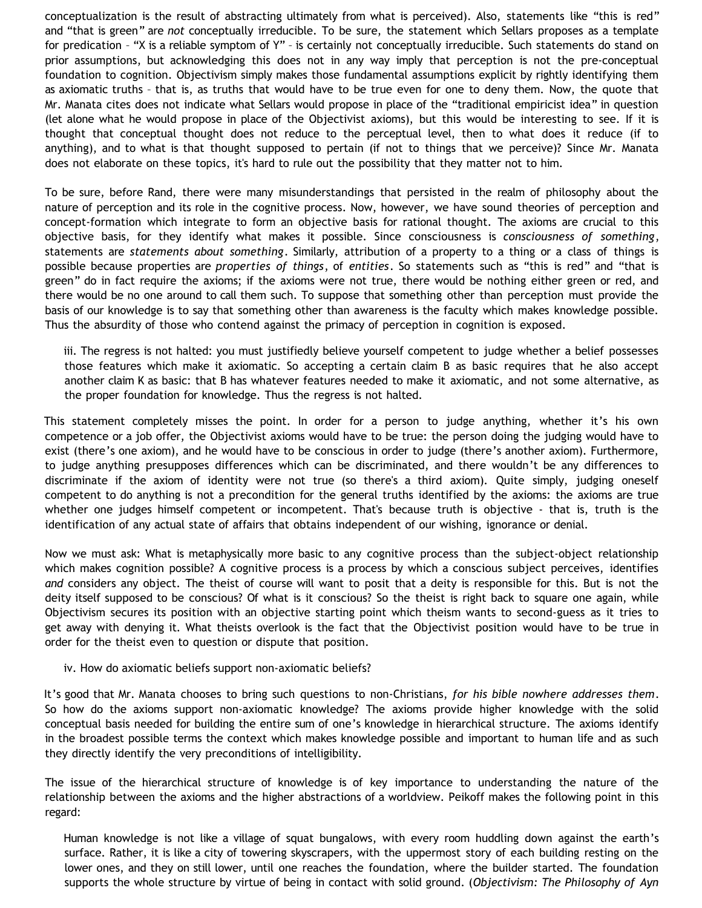conceptualization is the result of abstracting ultimately from what is perceived). Also, statements like “this is red” and “that is green” are *not* conceptually irreducible. To be sure, the statement which Sellars proposes as a template for predication – “X is a reliable symptom of Y” – is certainly not conceptually irreducible. Such statements do stand on prior assumptions, but acknowledging this does not in any way imply that perception is not the pre-conceptual foundation to cognition. Objectivism simply makes those fundamental assumptions explicit by rightly identifying them as axiomatic truths – that is, as truths that would have to be true even for one to deny them. Now, the quote that Mr. Manata cites does not indicate what Sellars would propose in place of the “traditional empiricist idea” in question (let alone what he would propose in place of the Objectivist axioms), but this would be interesting to see. If it is thought that conceptual thought does not reduce to the perceptual level, then to what does it reduce (if to anything), and to what is that thought supposed to pertain (if not to things that we perceive)? Since Mr. Manata does not elaborate on these topics, it's hard to rule out the possibility that they matter not to him.

To be sure, before Rand, there were many misunderstandings that persisted in the realm of philosophy about the nature of perception and its role in the cognitive process. Now, however, we have sound theories of perception and concept-formation which integrate to form an objective basis for rational thought. The axioms are crucial to this objective basis, for they identify what makes it possible. Since consciousness is *consciousness of something*, statements are *statements about something*. Similarly, attribution of a property to a thing or a class of things is possible because properties are *properties of things*, of *entities*. So statements such as “this is red” and “that is green” do in fact require the axioms; if the axioms were not true, there would be nothing either green or red, and there would be no one around to call them such. To suppose that something other than perception must provide the basis of our knowledge is to say that something other than awareness is the faculty which makes knowledge possible. Thus the absurdity of those who contend against the primacy of perception in cognition is exposed.

> iii. The regress is not halted: you must justifiedly believe yourself competent to judge whether a belief possesses those features which make it axiomatic. So accepting a certain claim B as basic requires that he also accept another claim K as basic: that B has whatever features needed to make it axiomatic, and not some alternative, as the proper foundation for knowledge. Thus the regress is not halted.

This statement completely misses the point. In order for a person to judge anything, whether it’s his own competence or a job offer, the Objectivist axioms would have to be true: the person doing the judging would have to exist (there’s one axiom), and he would have to be conscious in order to judge (there’s another axiom). Furthermore, to judge anything presupposes differences which can be discriminated, and there wouldn’t be any differences to discriminate if the axiom of identity were not true (so there's a third axiom). Quite simply, judging oneself competent to do anything is not a precondition for the general truths identified by the axioms: the axioms are true whether one judges himself competent or incompetent. That's because truth is objective - that is, truth is the identification of any actual state of affairs that obtains independent of our wishing, ignorance or denial.

Now we must ask: What is metaphysically more basic to any cognitive process than the subject-object relationship which makes cognition possible? A cognitive process is a process by which a conscious subject perceives, identifies *and* considers any object. The theist of course will want to posit that a deity is responsible for this. But is not the deity itself supposed to be conscious? Of what is it conscious? So the theist is right back to square one again, while Objectivism secures its position with an objective starting point which theism wants to second-guess as it tries to get away with denying it. What theists overlook is the fact that the Objectivist position would have to be true in order for the theist even to question or dispute that position.

> iv. How do axiomatic beliefs support non-axiomatic beliefs?

It’s good that Mr. Manata chooses to bring such questions to non-Christians, *for his bible nowhere addresses them*. So how do the axioms support non-axiomatic knowledge? The axioms provide higher knowledge with the solid conceptual basis needed for building the entire sum of one’s knowledge in hierarchical structure. The axioms identify in the broadest possible terms the context which makes knowledge possible and important to human life and as such they directly identify the very preconditions of intelligibility.

The issue of the hierarchical structure of knowledge is of key importance to understanding the nature of the relationship between the axioms and the higher abstractions of a worldview. Peikoff makes the following point in this regard:

> Human knowledge is not like a village of squat bungalows, with every room huddling down against the earth’s surface. Rather, it is like a city of towering skyscrapers, with the uppermost story of each building resting on the lower ones, and they on still lower, until one reaches the foundation, where the builder started. The foundation supports the whole structure by virtue of being in contact with solid ground. (*Objectivism: The Philosophy of Ayn*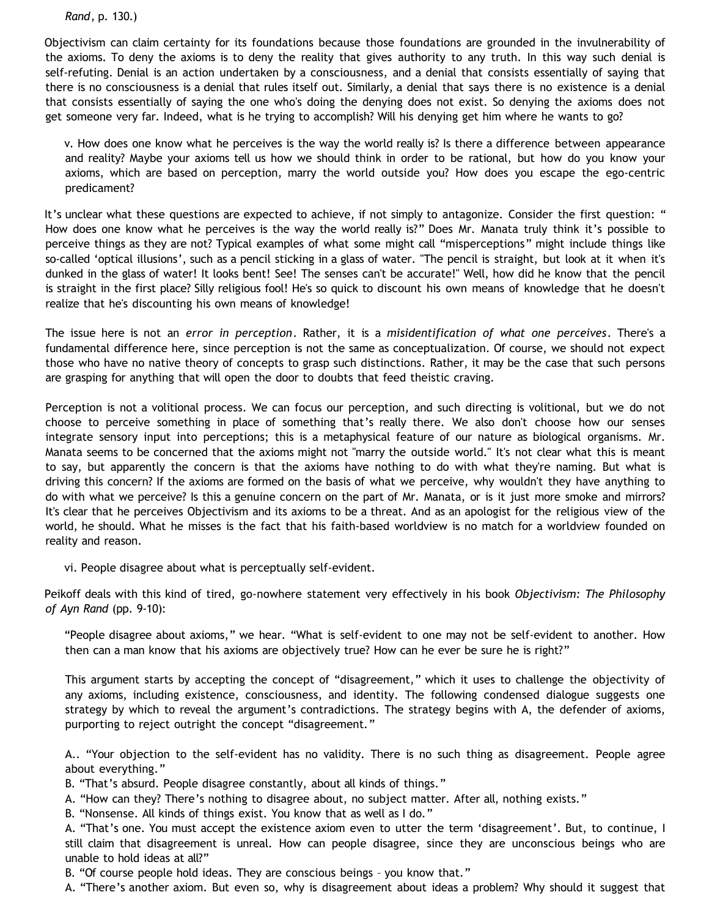*Rand*, p. 130.)

Objectivism can claim certainty for its foundations because those foundations are grounded in the invulnerability of the axioms. To deny the axioms is to deny the reality that gives authority to any truth. In this way such denial is self-refuting. Denial is an action undertaken by a consciousness, and a denial that consists essentially of saying that there is no consciousness is a denial that rules itself out. Similarly, a denial that says there is no existence is a denial that consists essentially of saying the one who's doing the denying does not exist. So denying the axioms does not get someone very far. Indeed, what is he trying to accomplish? Will his denying get him where he wants to go?

> v. How does one know what he perceives is the way the world really is? Is there a difference between appearance and reality? Maybe your axioms tell us how we should think in order to be rational, but how do you know your axioms, which are based on perception, marry the world outside you? How does you escape the ego-centric predicament?

It's unclear what these questions are expected to achieve, if not simply to antagonize. Consider the first question: " How does one know what he perceives is the way the world really is?" Does Mr. Manata truly think it's possible to perceive things as they are not? Typical examples of what some might call "misperceptions" might include things like so-called 'optical illusions', such as a pencil sticking in a glass of water. "The pencil is straight, but look at it when it's dunked in the glass of water! It looks bent! See! The senses can't be accurate!" Well, how did he know that the pencil is straight in the first place? Silly religious fool! He's so quick to discount his own means of knowledge that he doesn't realize that he's discounting his own means of knowledge!

The issue here is not an *error in perception*. Rather, it is a *misidentification of what one perceives*. There's a fundamental difference here, since perception is not the same as conceptualization. Of course, we should not expect those who have no native theory of concepts to grasp such distinctions. Rather, it may be the case that such persons are grasping for anything that will open the door to doubts that feed theistic craving.

Perception is not a volitional process. We can focus our perception, and such directing is volitional, but we do not choose to perceive something in place of something that's really there. We also don't choose how our senses integrate sensory input into perceptions; this is a metaphysical feature of our nature as biological organisms. Mr. Manata seems to be concerned that the axioms might not "marry the outside world." It's not clear what this is meant to say, but apparently the concern is that the axioms have nothing to do with what they're naming. But what is driving this concern? If the axioms are formed on the basis of what we perceive, why wouldn't they have anything to do with what we perceive? Is this a genuine concern on the part of Mr. Manata, or is it just more smoke and mirrors? It's clear that he perceives Objectivism and its axioms to be a threat. And as an apologist for the religious view of the world, he should. What he misses is the fact that his faith-based worldview is no match for a worldview founded on reality and reason.

> vi. People disagree about what is perceptually self-evident.

Peikoff deals with this kind of tired, go-nowhere statement very effectively in his book *Objectivism: The Philosophy of Ayn Rand* (pp. 9-10):

> "People disagree about axioms," we hear. "What is self-evident to one may not be self-evident to another. How then can a man know that his axioms are objectively true? How can he ever be sure he is right?"
>
> This argument starts by accepting the concept of "disagreement," which it uses to challenge the objectivity of any axioms, including existence, consciousness, and identity. The following condensed dialogue suggests one strategy by which to reveal the argument's contradictions. The strategy begins with A, the defender of axioms, purporting to reject outright the concept "disagreement."
>
> A.. "Your objection to the self-evident has no validity. There is no such thing as disagreement. People agree about everything."
> B. "That's absurd. People disagree constantly, about all kinds of things."
> A. "How can they? There's nothing to disagree about, no subject matter. After all, nothing exists."
> B. "Nonsense. All kinds of things exist. You know that as well as I do."
> A. "That's one. You must accept the existence axiom even to utter the term 'disagreement'. But, to continue, I still claim that disagreement is unreal. How can people disagree, since they are unconscious beings who are unable to hold ideas at all?"
> B. "Of course people hold ideas. They are conscious beings – you know that."
> A. "There's another axiom. But even so, why is disagreement about ideas a problem? Why should it suggest that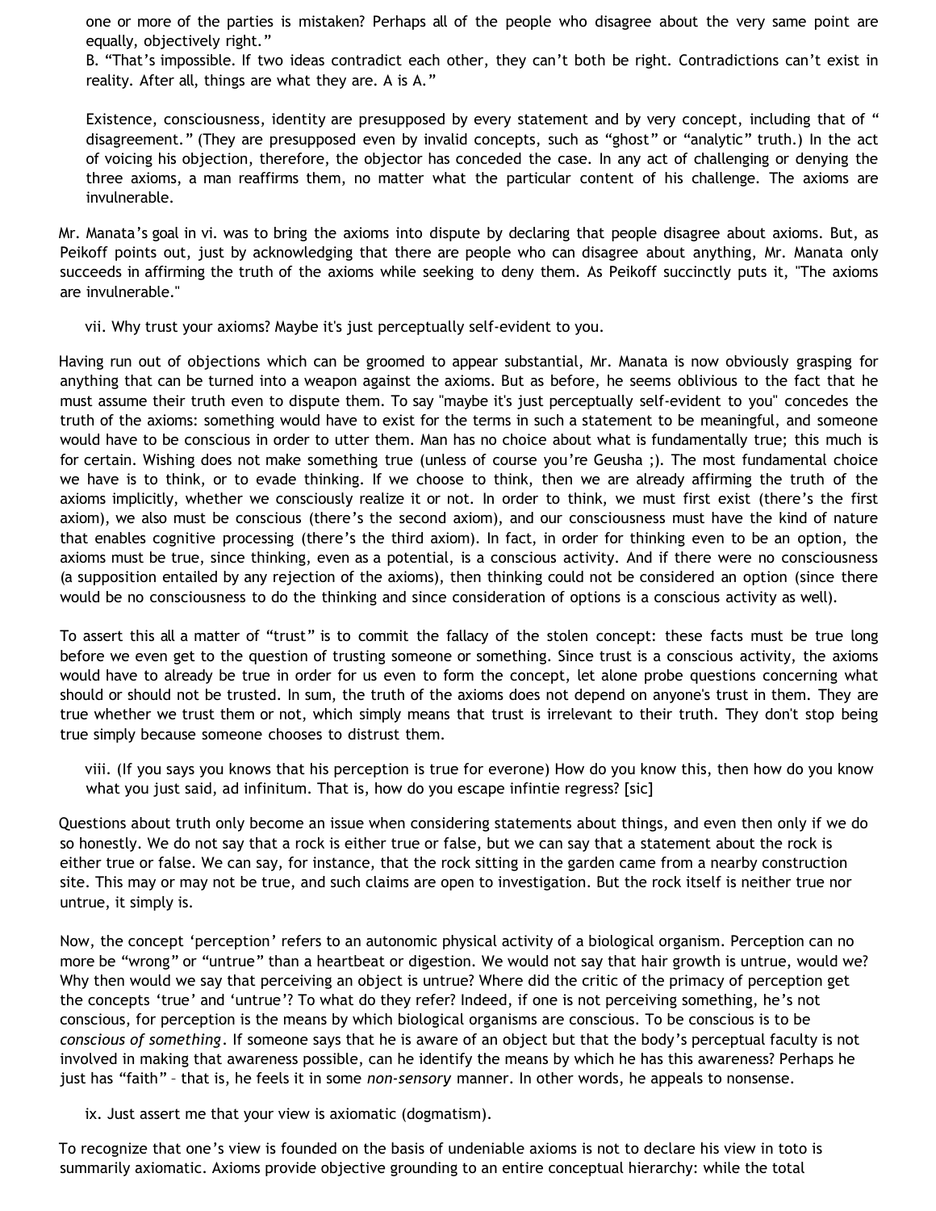> one or more of the parties is mistaken? Perhaps all of the people who disagree about the very same point are equally, objectively right."
>
> B. "That's impossible. If two ideas contradict each other, they can't both be right. Contradictions can't exist in reality. After all, things are what they are. A is A."
>
> Existence, consciousness, identity are presupposed by every statement and by very concept, including that of " disagreement." (They are presupposed even by invalid concepts, such as "ghost" or "analytic" truth.) In the act of voicing his objection, therefore, the objector has conceded the case. In any act of challenging or denying the three axioms, a man reaffirms them, no matter what the particular content of his challenge. The axioms are invulnerable.

Mr. Manata's goal in vi. was to bring the axioms into dispute by declaring that people disagree about axioms. But, as Peikoff points out, just by acknowledging that there are people who can disagree about anything, Mr. Manata only succeeds in affirming the truth of the axioms while seeking to deny them. As Peikoff succinctly puts it, "The axioms are invulnerable."

> vii. Why trust your axioms? Maybe it's just perceptually self-evident to you.

Having run out of objections which can be groomed to appear substantial, Mr. Manata is now obviously grasping for anything that can be turned into a weapon against the axioms. But as before, he seems oblivious to the fact that he must assume their truth even to dispute them. To say "maybe it's just perceptually self-evident to you" concedes the truth of the axioms: something would have to exist for the terms in such a statement to be meaningful, and someone would have to be conscious in order to utter them. Man has no choice about what is fundamentally true; this much is for certain. Wishing does not make something true (unless of course you're Geusha ;). The most fundamental choice we have is to think, or to evade thinking. If we choose to think, then we are already affirming the truth of the axioms implicitly, whether we consciously realize it or not. In order to think, we must first exist (there's the first axiom), we also must be conscious (there's the second axiom), and our consciousness must have the kind of nature that enables cognitive processing (there's the third axiom). In fact, in order for thinking even to be an option, the axioms must be true, since thinking, even as a potential, is a conscious activity. And if there were no consciousness (a supposition entailed by any rejection of the axioms), then thinking could not be considered an option (since there would be no consciousness to do the thinking and since consideration of options is a conscious activity as well).

To assert this all a matter of "trust" is to commit the fallacy of the stolen concept: these facts must be true long before we even get to the question of trusting someone or something. Since trust is a conscious activity, the axioms would have to already be true in order for us even to form the concept, let alone probe questions concerning what should or should not be trusted. In sum, the truth of the axioms does not depend on anyone's trust in them. They are true whether we trust them or not, which simply means that trust is irrelevant to their truth. They don't stop being true simply because someone chooses to distrust them.

> viii. (If you says you knows that his perception is true for everone) How do you know this, then how do you know what you just said, ad infinitum. That is, how do you escape infintie regress? [sic]

Questions about truth only become an issue when considering statements about things, and even then only if we do so honestly. We do not say that a rock is either true or false, but we can say that a statement about the rock is either true or false. We can say, for instance, that the rock sitting in the garden came from a nearby construction site. This may or may not be true, and such claims are open to investigation. But the rock itself is neither true nor untrue, it simply is.

Now, the concept 'perception' refers to an autonomic physical activity of a biological organism. Perception can no more be "wrong" or "untrue" than a heartbeat or digestion. We would not say that hair growth is untrue, would we? Why then would we say that perceiving an object is untrue? Where did the critic of the primacy of perception get the concepts 'true' and 'untrue'? To what do they refer? Indeed, if one is not perceiving something, he's not conscious, for perception is the means by which biological organisms are conscious. To be conscious is to be *conscious of something*. If someone says that he is aware of an object but that the body's perceptual faculty is not involved in making that awareness possible, can he identify the means by which he has this awareness? Perhaps he just has "faith" – that is, he feels it in some *non-sensory* manner. In other words, he appeals to nonsense.

> ix. Just assert me that your view is axiomatic (dogmatism).

To recognize that one's view is founded on the basis of undeniable axioms is not to declare his view in toto is summarily axiomatic. Axioms provide objective grounding to an entire conceptual hierarchy: while the total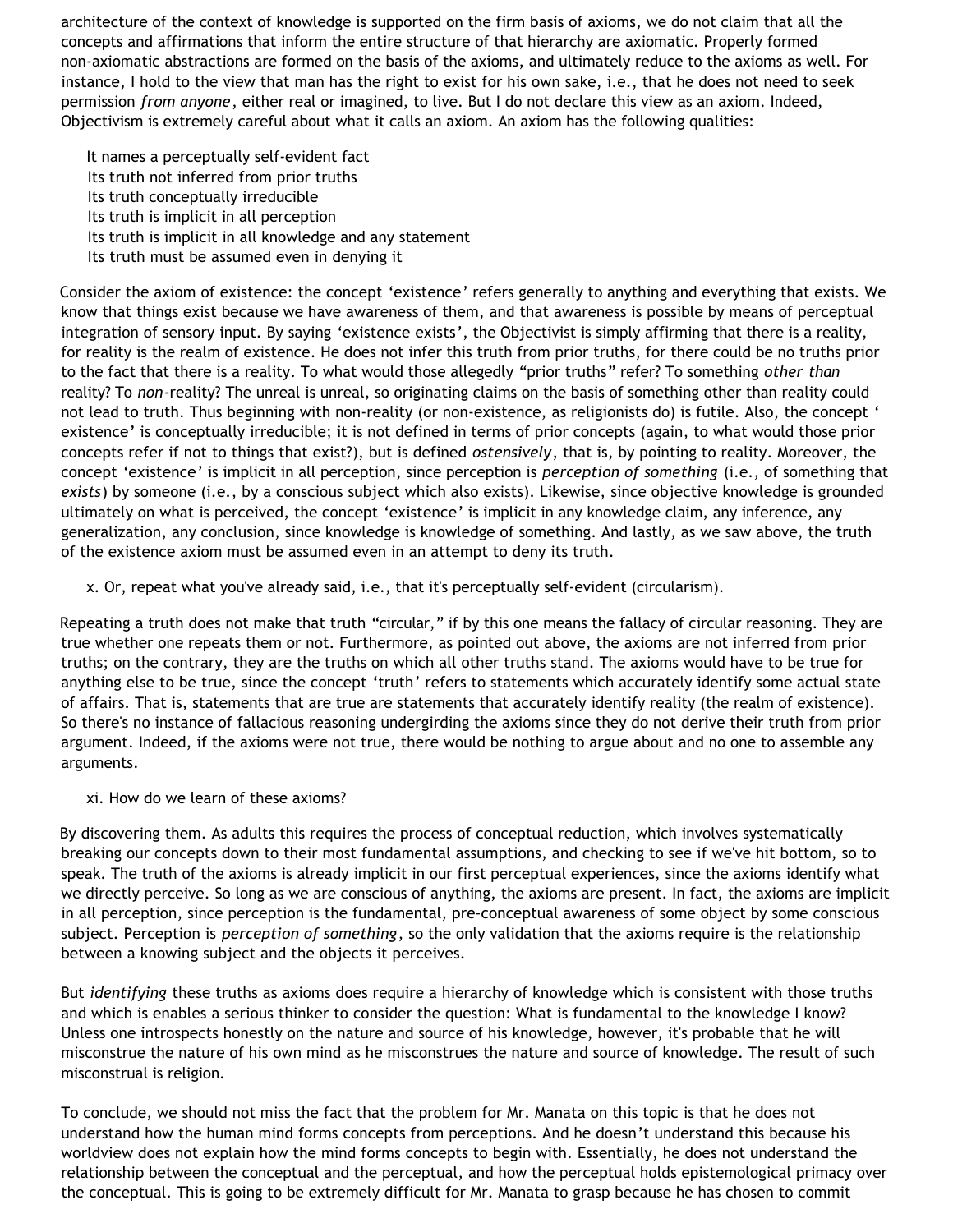architecture of the context of knowledge is supported on the firm basis of axioms, we do not claim that all the concepts and affirmations that inform the entire structure of that hierarchy are axiomatic. Properly formed non-axiomatic abstractions are formed on the basis of the axioms, and ultimately reduce to the axioms as well. For instance, I hold to the view that man has the right to exist for his own sake, i.e., that he does not need to seek permission *from anyone*, either real or imagined, to live. But I do not declare this view as an axiom. Indeed, Objectivism is extremely careful about what it calls an axiom. An axiom has the following qualities:

- It names a perceptually self-evident fact
- Its truth not inferred from prior truths
- Its truth conceptually irreducible
- Its truth is implicit in all perception
- Its truth is implicit in all knowledge and any statement
- Its truth must be assumed even in denying it

Consider the axiom of existence: the concept 'existence' refers generally to anything and everything that exists. We know that things exist because we have awareness of them, and that awareness is possible by means of perceptual integration of sensory input. By saying 'existence exists', the Objectivist is simply affirming that there is a reality, for reality is the realm of existence. He does not infer this truth from prior truths, for there could be no truths prior to the fact that there is a reality. To what would those allegedly "prior truths" refer? To something *other than* reality? To *non*-reality? The unreal is unreal, so originating claims on the basis of something other than reality could not lead to truth. Thus beginning with non-reality (or non-existence, as religionists do) is futile. Also, the concept ' existence' is conceptually irreducible; it is not defined in terms of prior concepts (again, to what would those prior concepts refer if not to things that exist?), but is defined *ostensively*, that is, by pointing to reality. Moreover, the concept 'existence' is implicit in all perception, since perception is *perception of something* (i.e., of something that *exists*) by someone (i.e., by a conscious subject which also exists). Likewise, since objective knowledge is grounded ultimately on what is perceived, the concept 'existence' is implicit in any knowledge claim, any inference, any generalization, any conclusion, since knowledge is knowledge of something. And lastly, as we saw above, the truth of the existence axiom must be assumed even in an attempt to deny its truth.

x. Or, repeat what you've already said, i.e., that it's perceptually self-evident (circularism).

Repeating a truth does not make that truth "circular," if by this one means the fallacy of circular reasoning. They are true whether one repeats them or not. Furthermore, as pointed out above, the axioms are not inferred from prior truths; on the contrary, they are the truths on which all other truths stand. The axioms would have to be true for anything else to be true, since the concept 'truth' refers to statements which accurately identify some actual state of affairs. That is, statements that are true are statements that accurately identify reality (the realm of existence). So there's no instance of fallacious reasoning undergirding the axioms since they do not derive their truth from prior argument. Indeed, if the axioms were not true, there would be nothing to argue about and no one to assemble any arguments.

xi. How do we learn of these axioms?

By discovering them. As adults this requires the process of conceptual reduction, which involves systematically breaking our concepts down to their most fundamental assumptions, and checking to see if we've hit bottom, so to speak. The truth of the axioms is already implicit in our first perceptual experiences, since the axioms identify what we directly perceive. So long as we are conscious of anything, the axioms are present. In fact, the axioms are implicit in all perception, since perception is the fundamental, pre-conceptual awareness of some object by some conscious subject. Perception is *perception of something*, so the only validation that the axioms require is the relationship between a knowing subject and the objects it perceives.

But *identifying* these truths as axioms does require a hierarchy of knowledge which is consistent with those truths and which is enables a serious thinker to consider the question: What is fundamental to the knowledge I know? Unless one introspects honestly on the nature and source of his knowledge, however, it's probable that he will misconstrue the nature of his own mind as he misconstrues the nature and source of knowledge. The result of such misconstrual is religion.

To conclude, we should not miss the fact that the problem for Mr. Manata on this topic is that he does not understand how the human mind forms concepts from perceptions. And he doesn't understand this because his worldview does not explain how the mind forms concepts to begin with. Essentially, he does not understand the relationship between the conceptual and the perceptual, and how the perceptual holds epistemological primacy over the conceptual. This is going to be extremely difficult for Mr. Manata to grasp because he has chosen to commit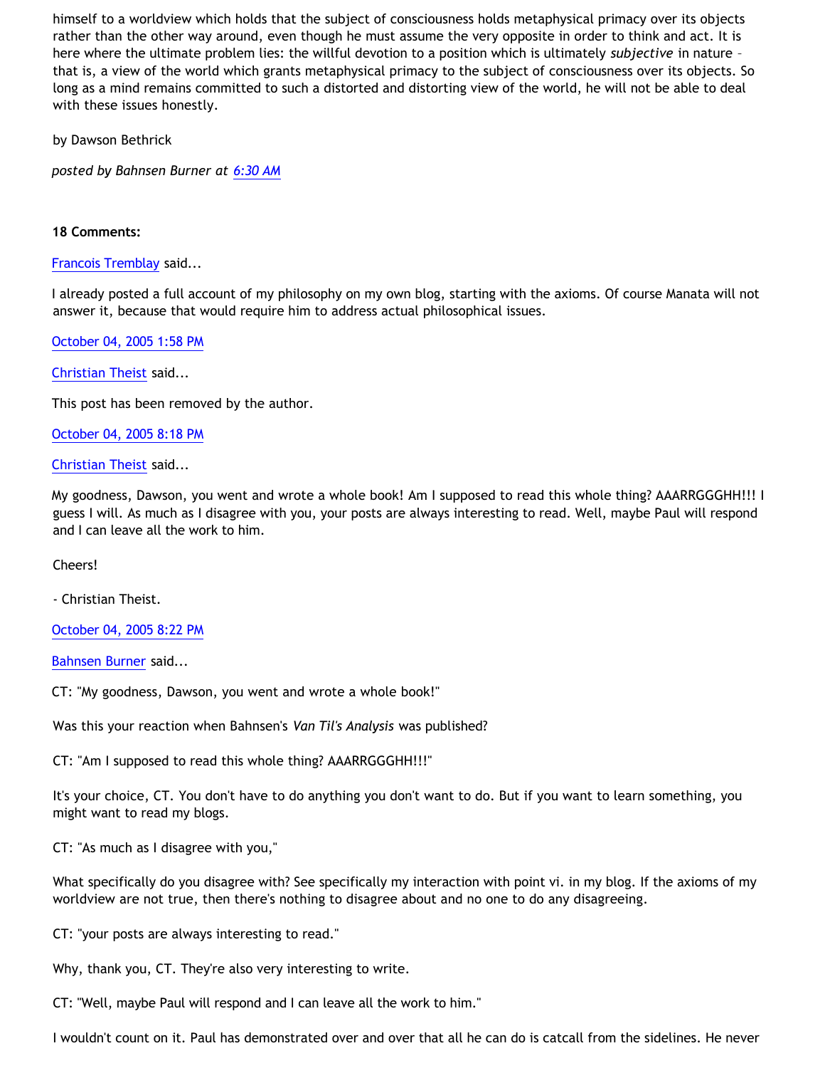himself to a worldview which holds that the subject of consciousness holds metaphysical primacy over its objects rather than the other way around, even though he must assume the very opposite in order to think and act. It is here where the ultimate problem lies: the willful devotion to a position which is ultimately *subjective* in nature – that is, a view of the world which grants metaphysical primacy to the subject of consciousness over its objects. So long as a mind remains committed to such a distorted and distorting view of the world, he will not be able to deal with these issues honestly.

by Dawson Bethrick

*posted by Bahnsen Burner at 6:30 AM*

**18 Comments:**

Francois Tremblay said...

I already posted a full account of my philosophy on my own blog, starting with the axioms. Of course Manata will not answer it, because that would require him to address actual philosophical issues.

October 04, 2005 1:58 PM

Christian Theist said...

This post has been removed by the author.

October 04, 2005 8:18 PM

Christian Theist said...

My goodness, Dawson, you went and wrote a whole book! Am I supposed to read this whole thing? AAARRGGGHH!!! I guess I will. As much as I disagree with you, your posts are always interesting to read. Well, maybe Paul will respond and I can leave all the work to him.

Cheers!

- Christian Theist.

October 04, 2005 8:22 PM

Bahnsen Burner said...

CT: "My goodness, Dawson, you went and wrote a whole book!"

Was this your reaction when Bahnsen's *Van Til's Analysis* was published?

CT: "Am I supposed to read this whole thing? AAARRGGGHH!!!"

It's your choice, CT. You don't have to do anything you don't want to do. But if you want to learn something, you might want to read my blogs.

CT: "As much as I disagree with you,"

What specifically do you disagree with? See specifically my interaction with point vi. in my blog. If the axioms of my worldview are not true, then there's nothing to disagree about and no one to do any disagreeing.

CT: "your posts are always interesting to read."

Why, thank you, CT. They're also very interesting to write.

CT: "Well, maybe Paul will respond and I can leave all the work to him."

I wouldn't count on it. Paul has demonstrated over and over that all he can do is catcall from the sidelines. He never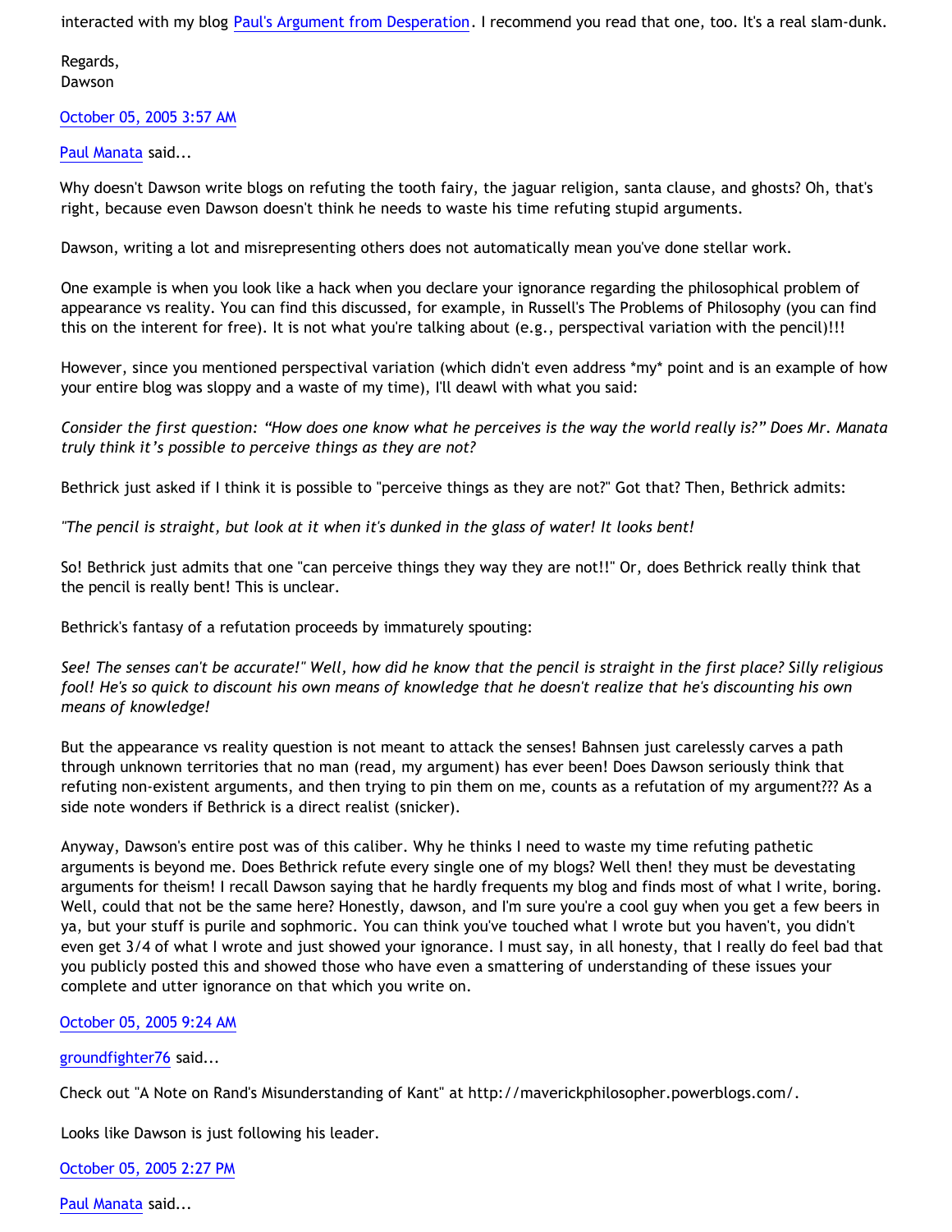interacted with my blog [Paul's Argument from Desperation](). I recommend you read that one, too. It's a real slam-dunk.

Regards,
Dawson

[October 05, 2005 3:57 AM]()

[Paul Manata]() said...

Why doesn't Dawson write blogs on refuting the tooth fairy, the jaguar religion, santa clause, and ghosts? Oh, that's right, because even Dawson doesn't think he needs to waste his time refuting stupid arguments.

Dawson, writing a lot and misrepresenting others does not automatically mean you've done stellar work.

One example is when you look like a hack when you declare your ignorance regarding the philosophical problem of appearance vs reality. You can find this discussed, for example, in Russell's The Problems of Philosophy (you can find this on the interent for free). It is not what you're talking about (e.g., perspectival variation with the pencil)!!!

However, since you mentioned perspectival variation (which didn't even address *my* point and is an example of how your entire blog was sloppy and a waste of my time), I'll deawl with what you said:

*Consider the first question: "How does one know what he perceives is the way the world really is?" Does Mr. Manata truly think it's possible to perceive things as they are not?*

Bethrick just asked if I think it is possible to "perceive things as they are not?" Got that? Then, Bethrick admits:

*"The pencil is straight, but look at it when it's dunked in the glass of water! It looks bent!*

So! Bethrick just admits that one "can perceive things they way they are not!!" Or, does Bethrick really think that the pencil is really bent! This is unclear.

Bethrick's fantasy of a refutation proceeds by immaturely spouting:

*See! The senses can't be accurate!" Well, how did he know that the pencil is straight in the first place? Silly religious fool! He's so quick to discount his own means of knowledge that he doesn't realize that he's discounting his own means of knowledge!*

But the appearance vs reality question is not meant to attack the senses! Bahnsen just carelessly carves a path through unknown territories that no man (read, my argument) has ever been! Does Dawson seriously think that refuting non-existent arguments, and then trying to pin them on me, counts as a refutation of my argument??? As a side note wonders if Bethrick is a direct realist (snicker).

Anyway, Dawson's entire post was of this caliber. Why he thinks I need to waste my time refuting pathetic arguments is beyond me. Does Bethrick refute every single one of my blogs? Well then! they must be devestating arguments for theism! I recall Dawson saying that he hardly frequents my blog and finds most of what I write, boring. Well, could that not be the same here? Honestly, dawson, and I'm sure you're a cool guy when you get a few beers in ya, but your stuff is purile and sophmoric. You can think you've touched what I wrote but you haven't, you didn't even get 3/4 of what I wrote and just showed your ignorance. I must say, in all honesty, that I really do feel bad that you publicly posted this and showed those who have even a smattering of understanding of these issues your complete and utter ignorance on that which you write on.

[October 05, 2005 9:24 AM]()

[groundfighter76]() said...

Check out "A Note on Rand's Misunderstanding of Kant" at http://maverickphilosopher.powerblogs.com/.

Looks like Dawson is just following his leader.

[October 05, 2005 2:27 PM]()

[Paul Manata]() said...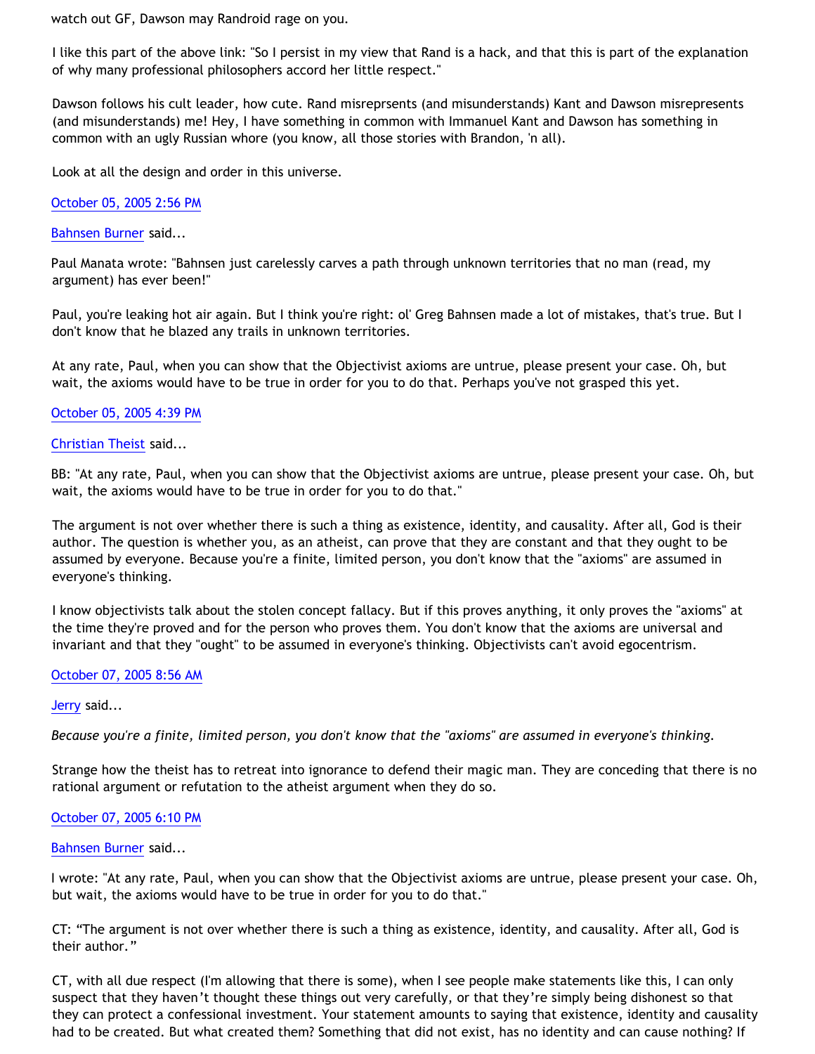watch out GF, Dawson may Randroid rage on you.

I like this part of the above link: "So I persist in my view that Rand is a hack, and that this is part of the explanation of why many professional philosophers accord her little respect."

Dawson follows his cult leader, how cute. Rand misreprsents (and misunderstands) Kant and Dawson misrepresents (and misunderstands) me! Hey, I have something in common with Immanuel Kant and Dawson has something in common with an ugly Russian whore (you know, all those stories with Brandon, 'n all).

Look at all the design and order in this universe.

October 05, 2005 2:56 PM

Bahnsen Burner said...

Paul Manata wrote: "Bahnsen just carelessly carves a path through unknown territories that no man (read, my argument) has ever been!"

Paul, you're leaking hot air again. But I think you're right: ol' Greg Bahnsen made a lot of mistakes, that's true. But I don't know that he blazed any trails in unknown territories.

At any rate, Paul, when you can show that the Objectivist axioms are untrue, please present your case. Oh, but wait, the axioms would have to be true in order for you to do that. Perhaps you've not grasped this yet.

October 05, 2005 4:39 PM

Christian Theist said...

BB: "At any rate, Paul, when you can show that the Objectivist axioms are untrue, please present your case. Oh, but wait, the axioms would have to be true in order for you to do that."

The argument is not over whether there is such a thing as existence, identity, and causality. After all, God is their author. The question is whether you, as an atheist, can prove that they are constant and that they ought to be assumed by everyone. Because you're a finite, limited person, you don't know that the "axioms" are assumed in everyone's thinking.

I know objectivists talk about the stolen concept fallacy. But if this proves anything, it only proves the "axioms" at the time they're proved and for the person who proves them. You don't know that the axioms are universal and invariant and that they "ought" to be assumed in everyone's thinking. Objectivists can't avoid egocentrism.

October 07, 2005 8:56 AM

Jerry said...

*Because you're a finite, limited person, you don't know that the "axioms" are assumed in everyone's thinking.*

Strange how the theist has to retreat into ignorance to defend their magic man. They are conceding that there is no rational argument or refutation to the atheist argument when they do so.

October 07, 2005 6:10 PM

Bahnsen Burner said...

I wrote: "At any rate, Paul, when you can show that the Objectivist axioms are untrue, please present your case. Oh, but wait, the axioms would have to be true in order for you to do that."

CT: "The argument is not over whether there is such a thing as existence, identity, and causality. After all, God is their author."

CT, with all due respect (I'm allowing that there is some), when I see people make statements like this, I can only suspect that they haven't thought these things out very carefully, or that they're simply being dishonest so that they can protect a confessional investment. Your statement amounts to saying that existence, identity and causality had to be created. But what created them? Something that did not exist, has no identity and can cause nothing? If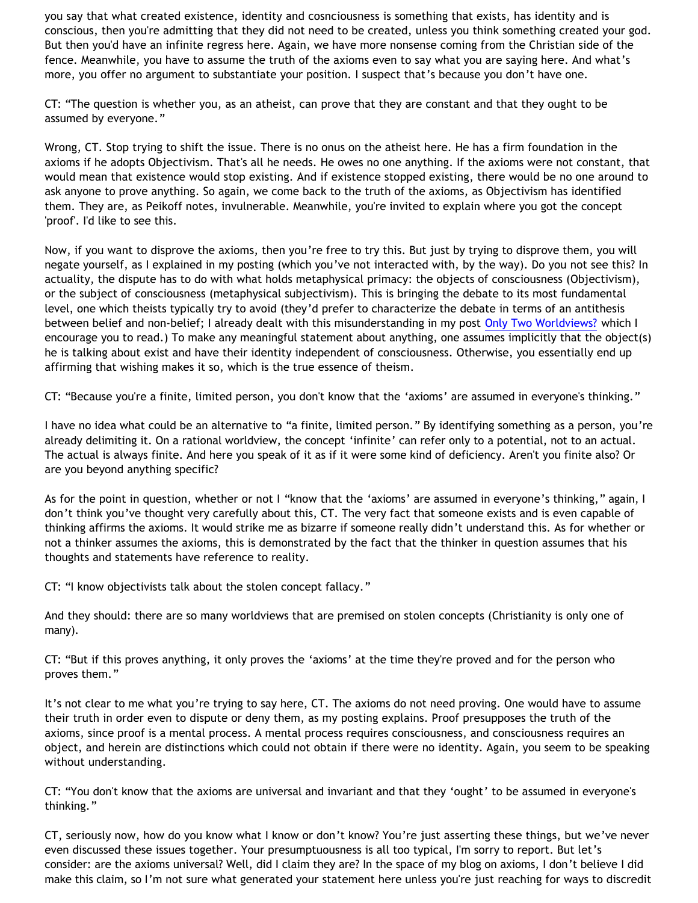you say that what created existence, identity and cosnciousness is something that exists, has identity and is conscious, then you're admitting that they did not need to be created, unless you think something created your god. But then you'd have an infinite regress here. Again, we have more nonsense coming from the Christian side of the fence. Meanwhile, you have to assume the truth of the axioms even to say what you are saying here. And what's more, you offer no argument to substantiate your position. I suspect that's because you don't have one.

CT: "The question is whether you, as an atheist, can prove that they are constant and that they ought to be assumed by everyone."

Wrong, CT. Stop trying to shift the issue. There is no onus on the atheist here. He has a firm foundation in the axioms if he adopts Objectivism. That's all he needs. He owes no one anything. If the axioms were not constant, that would mean that existence would stop existing. And if existence stopped existing, there would be no one around to ask anyone to prove anything. So again, we come back to the truth of the axioms, as Objectivism has identified them. They are, as Peikoff notes, invulnerable. Meanwhile, you're invited to explain where you got the concept 'proof'. I'd like to see this.

Now, if you want to disprove the axioms, then you're free to try this. But just by trying to disprove them, you will negate yourself, as I explained in my posting (which you've not interacted with, by the way). Do you not see this? In actuality, the dispute has to do with what holds metaphysical primacy: the objects of consciousness (Objectivism), or the subject of consciousness (metaphysical subjectivism). This is bringing the debate to its most fundamental level, one which theists typically try to avoid (they'd prefer to characterize the debate in terms of an antithesis between belief and non-belief; I already dealt with this misunderstanding in my post [Only Two Worldviews?](#) which I encourage you to read.) To make any meaningful statement about anything, one assumes implicitly that the object(s) he is talking about exist and have their identity independent of consciousness. Otherwise, you essentially end up affirming that wishing makes it so, which is the true essence of theism.

CT: "Because you're a finite, limited person, you don't know that the 'axioms' are assumed in everyone's thinking."

I have no idea what could be an alternative to "a finite, limited person." By identifying something as a person, you're already delimiting it. On a rational worldview, the concept 'infinite' can refer only to a potential, not to an actual. The actual is always finite. And here you speak of it as if it were some kind of deficiency. Aren't you finite also? Or are you beyond anything specific?

As for the point in question, whether or not I "know that the 'axioms' are assumed in everyone's thinking," again, I don't think you've thought very carefully about this, CT. The very fact that someone exists and is even capable of thinking affirms the axioms. It would strike me as bizarre if someone really didn't understand this. As for whether or not a thinker assumes the axioms, this is demonstrated by the fact that the thinker in question assumes that his thoughts and statements have reference to reality.

CT: "I know objectivists talk about the stolen concept fallacy."

And they should: there are so many worldviews that are premised on stolen concepts (Christianity is only one of many).

CT: "But if this proves anything, it only proves the 'axioms' at the time they're proved and for the person who proves them."

It's not clear to me what you're trying to say here, CT. The axioms do not need proving. One would have to assume their truth in order even to dispute or deny them, as my posting explains. Proof presupposes the truth of the axioms, since proof is a mental process. A mental process requires consciousness, and consciousness requires an object, and herein are distinctions which could not obtain if there were no identity. Again, you seem to be speaking without understanding.

CT: "You don't know that the axioms are universal and invariant and that they 'ought' to be assumed in everyone's thinking."

CT, seriously now, how do you know what I know or don't know? You're just asserting these things, but we've never even discussed these issues together. Your presumptuousness is all too typical, I'm sorry to report. But let's consider: are the axioms universal? Well, did I claim they are? In the space of my blog on axioms, I don't believe I did make this claim, so I'm not sure what generated your statement here unless you're just reaching for ways to discredit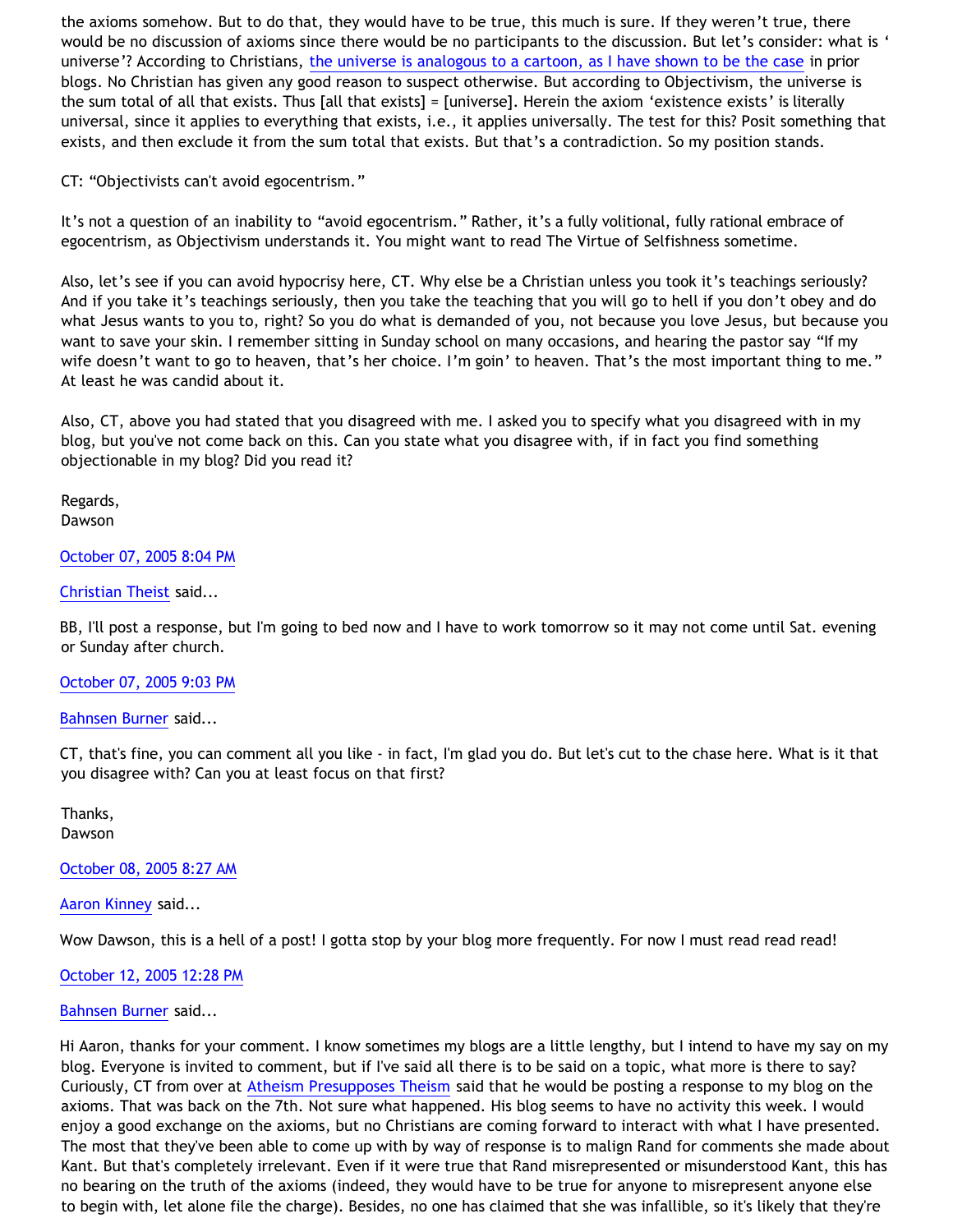the axioms somehow. But to do that, they would have to be true, this much is sure. If they weren't true, there would be no discussion of axioms since there would be no participants to the discussion. But let's consider: what is ' universe'? According to Christians, [the universe is analogous to a cartoon, as I have shown to be the case] in prior blogs. No Christian has given any good reason to suspect otherwise. But according to Objectivism, the universe is the sum total of all that exists. Thus [all that exists] = [universe]. Herein the axiom 'existence exists' is literally universal, since it applies to everything that exists, i.e., it applies universally. The test for this? Posit something that exists, and then exclude it from the sum total that exists. But that's a contradiction. So my position stands.

CT: "Objectivists can't avoid egocentrism."

It's not a question of an inability to "avoid egocentrism." Rather, it's a fully volitional, fully rational embrace of egocentrism, as Objectivism understands it. You might want to read The Virtue of Selfishness sometime.

Also, let's see if you can avoid hypocrisy here, CT. Why else be a Christian unless you took it's teachings seriously? And if you take it's teachings seriously, then you take the teaching that you will go to hell if you don't obey and do what Jesus wants to you to, right? So you do what is demanded of you, not because you love Jesus, but because you want to save your skin. I remember sitting in Sunday school on many occasions, and hearing the pastor say "If my wife doesn't want to go to heaven, that's her choice. I'm goin' to heaven. That's the most important thing to me." At least he was candid about it.

Also, CT, above you had stated that you disagreed with me. I asked you to specify what you disagreed with in my blog, but you've not come back on this. Can you state what you disagree with, if in fact you find something objectionable in my blog? Did you read it?

Regards,
Dawson

October 07, 2005 8:04 PM

Christian Theist said...

BB, I'll post a response, but I'm going to bed now and I have to work tomorrow so it may not come until Sat. evening or Sunday after church.

October 07, 2005 9:03 PM

Bahnsen Burner said...

CT, that's fine, you can comment all you like - in fact, I'm glad you do. But let's cut to the chase here. What is it that you disagree with? Can you at least focus on that first?

Thanks,
Dawson

October 08, 2005 8:27 AM

Aaron Kinney said...

Wow Dawson, this is a hell of a post! I gotta stop by your blog more frequently. For now I must read read read!

October 12, 2005 12:28 PM

Bahnsen Burner said...

Hi Aaron, thanks for your comment. I know sometimes my blogs are a little lengthy, but I intend to have my say on my blog. Everyone is invited to comment, but if I've said all there is to be said on a topic, what more is there to say? Curiously, CT from over at Atheism Presupposes Theism said that he would be posting a response to my blog on the axioms. That was back on the 7th. Not sure what happened. His blog seems to have no activity this week. I would enjoy a good exchange on the axioms, but no Christians are coming forward to interact with what I have presented. The most that they've been able to come up with by way of response is to malign Rand for comments she made about Kant. But that's completely irrelevant. Even if it were true that Rand misrepresented or misunderstood Kant, this has no bearing on the truth of the axioms (indeed, they would have to be true for anyone to misrepresent anyone else to begin with, let alone file the charge). Besides, no one has claimed that she was infallible, so it's likely that they're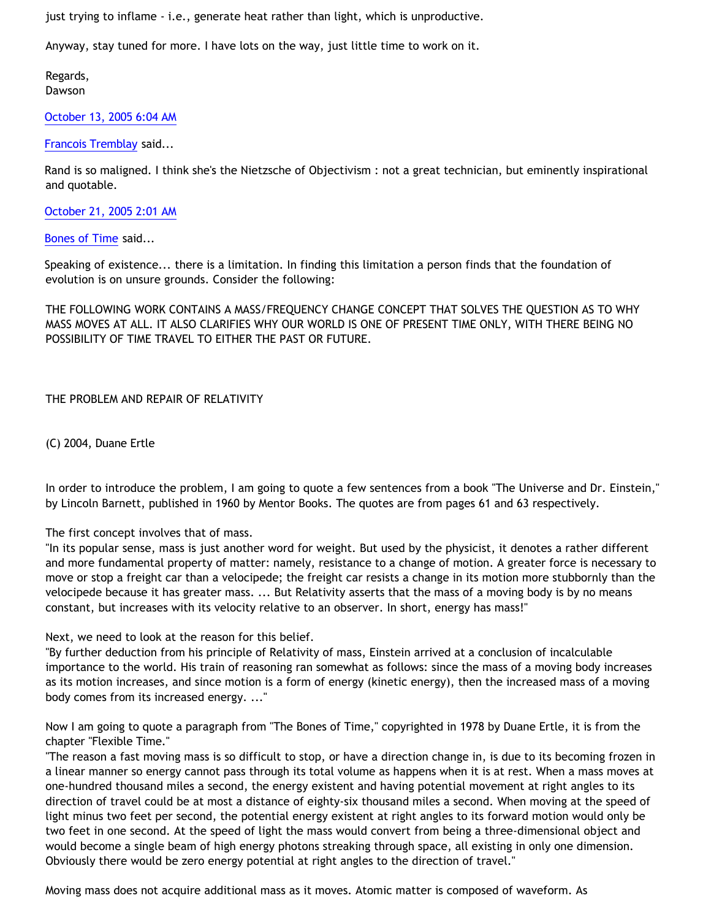just trying to inflame - i.e., generate heat rather than light, which is unproductive.

Anyway, stay tuned for more. I have lots on the way, just little time to work on it.

Regards,
Dawson

October 13, 2005 6:04 AM

Francois Tremblay said...

Rand is so maligned. I think she's the Nietzsche of Objectivism : not a great technician, but eminently inspirational and quotable.

October 21, 2005 2:01 AM

Bones of Time said...

Speaking of existence... there is a limitation. In finding this limitation a person finds that the foundation of evolution is on unsure grounds. Consider the following:

THE FOLLOWING WORK CONTAINS A MASS/FREQUENCY CHANGE CONCEPT THAT SOLVES THE QUESTION AS TO WHY MASS MOVES AT ALL. IT ALSO CLARIFIES WHY OUR WORLD IS ONE OF PRESENT TIME ONLY, WITH THERE BEING NO POSSIBILITY OF TIME TRAVEL TO EITHER THE PAST OR FUTURE.

THE PROBLEM AND REPAIR OF RELATIVITY

(C) 2004, Duane Ertle

In order to introduce the problem, I am going to quote a few sentences from a book "The Universe and Dr. Einstein," by Lincoln Barnett, published in 1960 by Mentor Books. The quotes are from pages 61 and 63 respectively.

The first concept involves that of mass.
"In its popular sense, mass is just another word for weight. But used by the physicist, it denotes a rather different and more fundamental property of matter: namely, resistance to a change of motion. A greater force is necessary to move or stop a freight car than a velocipede; the freight car resists a change in its motion more stubbornly than the velocipede because it has greater mass. ... But Relativity asserts that the mass of a moving body is by no means constant, but increases with its velocity relative to an observer. In short, energy has mass!"

Next, we need to look at the reason for this belief.
"By further deduction from his principle of Relativity of mass, Einstein arrived at a conclusion of incalculable importance to the world. His train of reasoning ran somewhat as follows: since the mass of a moving body increases as its motion increases, and since motion is a form of energy (kinetic energy), then the increased mass of a moving body comes from its increased energy. ..."

Now I am going to quote a paragraph from "The Bones of Time," copyrighted in 1978 by Duane Ertle, it is from the chapter "Flexible Time."
"The reason a fast moving mass is so difficult to stop, or have a direction change in, is due to its becoming frozen in a linear manner so energy cannot pass through its total volume as happens when it is at rest. When a mass moves at one-hundred thousand miles a second, the energy existent and having potential movement at right angles to its direction of travel could be at most a distance of eighty-six thousand miles a second. When moving at the speed of light minus two feet per second, the potential energy existent at right angles to its forward motion would only be two feet in one second. At the speed of light the mass would convert from being a three-dimensional object and would become a single beam of high energy photons streaking through space, all existing in only one dimension. Obviously there would be zero energy potential at right angles to the direction of travel."

Moving mass does not acquire additional mass as it moves. Atomic matter is composed of waveform. As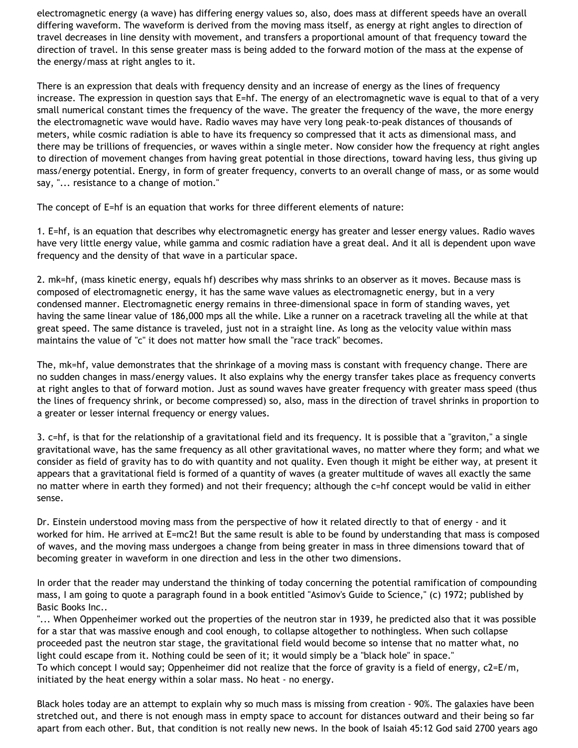electromagnetic energy (a wave) has differing energy values so, also, does mass at different speeds have an overall differing waveform. The waveform is derived from the moving mass itself, as energy at right angles to direction of travel decreases in line density with movement, and transfers a proportional amount of that frequency toward the direction of travel. In this sense greater mass is being added to the forward motion of the mass at the expense of the energy/mass at right angles to it.

There is an expression that deals with frequency density and an increase of energy as the lines of frequency increase. The expression in question says that $E=hf$. The energy of an electromagnetic wave is equal to that of a very small numerical constant times the frequency of the wave. The greater the frequency of the wave, the more energy the electromagnetic wave would have. Radio waves may have very long peak-to-peak distances of thousands of meters, while cosmic radiation is able to have its frequency so compressed that it acts as dimensional mass, and there may be trillions of frequencies, or waves within a single meter. Now consider how the frequency at right angles to direction of movement changes from having great potential in those directions, toward having less, thus giving up mass/energy potential. Energy, in form of greater frequency, converts to an overall change of mass, or as some would say, "... resistance to a change of motion."

The concept of $E=hf$ is an equation that works for three different elements of nature:

1. $E=hf$, is an equation that describes why electromagnetic energy has greater and lesser energy values. Radio waves have very little energy value, while gamma and cosmic radiation have a great deal. And it all is dependent upon wave frequency and the density of that wave in a particular space.

2. $mk=hf$, (mass kinetic energy, equals hf) describes why mass shrinks to an observer as it moves. Because mass is composed of electromagnetic energy, it has the same wave values as electromagnetic energy, but in a very condensed manner. Electromagnetic energy remains in three-dimensional space in form of standing waves, yet having the same linear value of 186,000 mps all the while. Like a runner on a racetrack traveling all the while at that great speed. The same distance is traveled, just not in a straight line. As long as the velocity value within mass maintains the value of "c" it does not matter how small the "race track" becomes.

The, $mk=hf$, value demonstrates that the shrinkage of a moving mass is constant with frequency change. There are no sudden changes in mass/energy values. It also explains why the energy transfer takes place as frequency converts at right angles to that of forward motion. Just as sound waves have greater frequency with greater mass speed (thus the lines of frequency shrink, or become compressed) so, also, mass in the direction of travel shrinks in proportion to a greater or lesser internal frequency or energy values.

3. $c=hf$, is that for the relationship of a gravitational field and its frequency. It is possible that a "graviton," a single gravitational wave, has the same frequency as all other gravitational waves, no matter where they form; and what we consider as field of gravity has to do with quantity and not quality. Even though it might be either way, at present it appears that a gravitational field is formed of a quantity of waves (a greater multitude of waves all exactly the same no matter where in earth they formed) and not their frequency; although the $c=hf$ concept would be valid in either sense.

Dr. Einstein understood moving mass from the perspective of how it related directly to that of energy - and it worked for him. He arrived at $E=mc2$! But the same result is able to be found by understanding that mass is composed of waves, and the moving mass undergoes a change from being greater in mass in three dimensions toward that of becoming greater in waveform in one direction and less in the other two dimensions.

In order that the reader may understand the thinking of today concerning the potential ramification of compounding mass, I am going to quote a paragraph found in a book entitled "Asimov's Guide to Science," (c) 1972; published by Basic Books Inc..

"... When Oppenheimer worked out the properties of the neutron star in 1939, he predicted also that it was possible for a star that was massive enough and cool enough, to collapse altogether to nothingless. When such collapse proceeded past the neutron star stage, the gravitational field would become so intense that no matter what, no light could escape from it. Nothing could be seen of it; it would simply be a "black hole" in space."

To which concept I would say; Oppenheimer did not realize that the force of gravity is a field of energy, $c2=E/m$, initiated by the heat energy within a solar mass. No heat - no energy.

Black holes today are an attempt to explain why so much mass is missing from creation - 90%. The galaxies have been stretched out, and there is not enough mass in empty space to account for distances outward and their being so far apart from each other. But, that condition is not really new news. In the book of Isaiah 45:12 God said 2700 years ago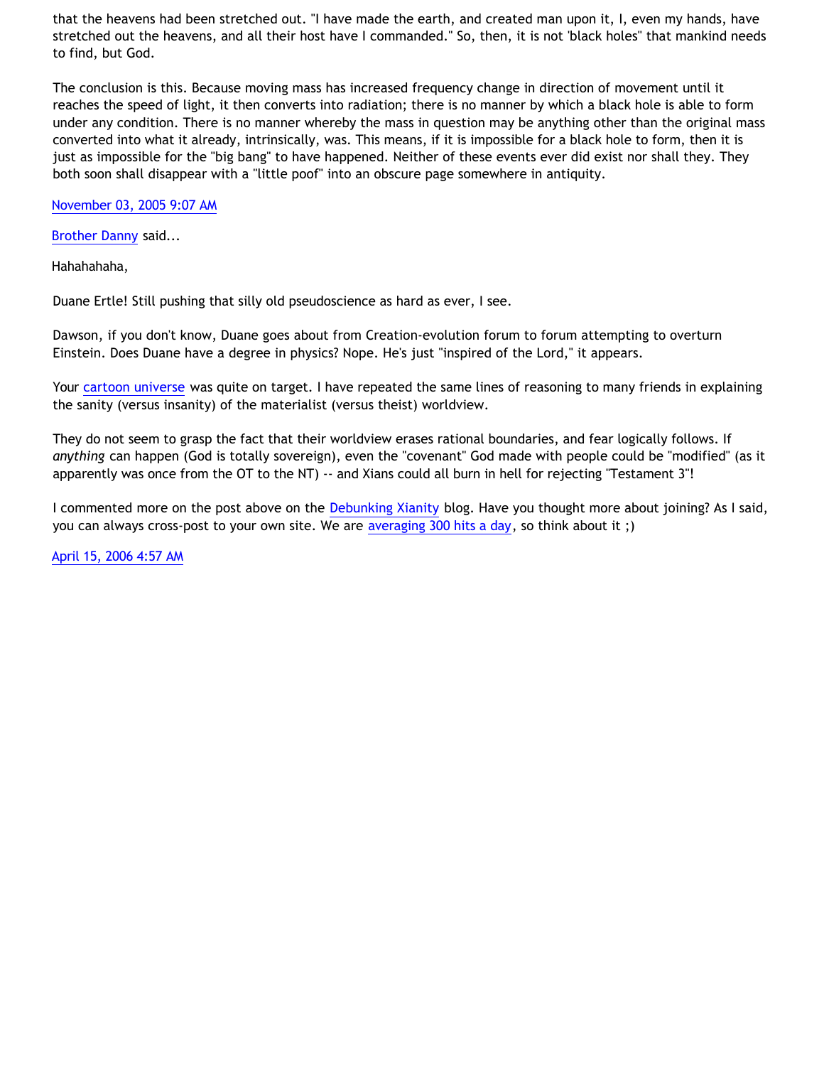that the heavens had been stretched out. "I have made the earth, and created man upon it, I, even my hands, have stretched out the heavens, and all their host have I commanded." So, then, it is not 'black holes" that mankind needs to find, but God.

The conclusion is this. Because moving mass has increased frequency change in direction of movement until it reaches the speed of light, it then converts into radiation; there is no manner by which a black hole is able to form under any condition. There is no manner whereby the mass in question may be anything other than the original mass converted into what it already, intrinsically, was. This means, if it is impossible for a black hole to form, then it is just as impossible for the "big bang" to have happened. Neither of these events ever did exist nor shall they. They both soon shall disappear with a "little poof" into an obscure page somewhere in antiquity.

November 03, 2005 9:07 AM

Brother Danny said...

Hahahahaha,

Duane Ertle! Still pushing that silly old pseudoscience as hard as ever, I see.

Dawson, if you don't know, Duane goes about from Creation-evolution forum to forum attempting to overturn Einstein. Does Duane have a degree in physics? Nope. He's just "inspired of the Lord," it appears.

Your cartoon universe was quite on target. I have repeated the same lines of reasoning to many friends in explaining the sanity (versus insanity) of the materialist (versus theist) worldview.

They do not seem to grasp the fact that their worldview erases rational boundaries, and fear logically follows. If *anything* can happen (God is totally sovereign), even the "covenant" God made with people could be "modified" (as it apparently was once from the OT to the NT) -- and Xians could all burn in hell for rejecting "Testament 3"!

I commented more on the post above on the Debunking Xianity blog. Have you thought more about joining? As I said, you can always cross-post to your own site. We are averaging 300 hits a day, so think about it ;)

April 15, 2006 4:57 AM